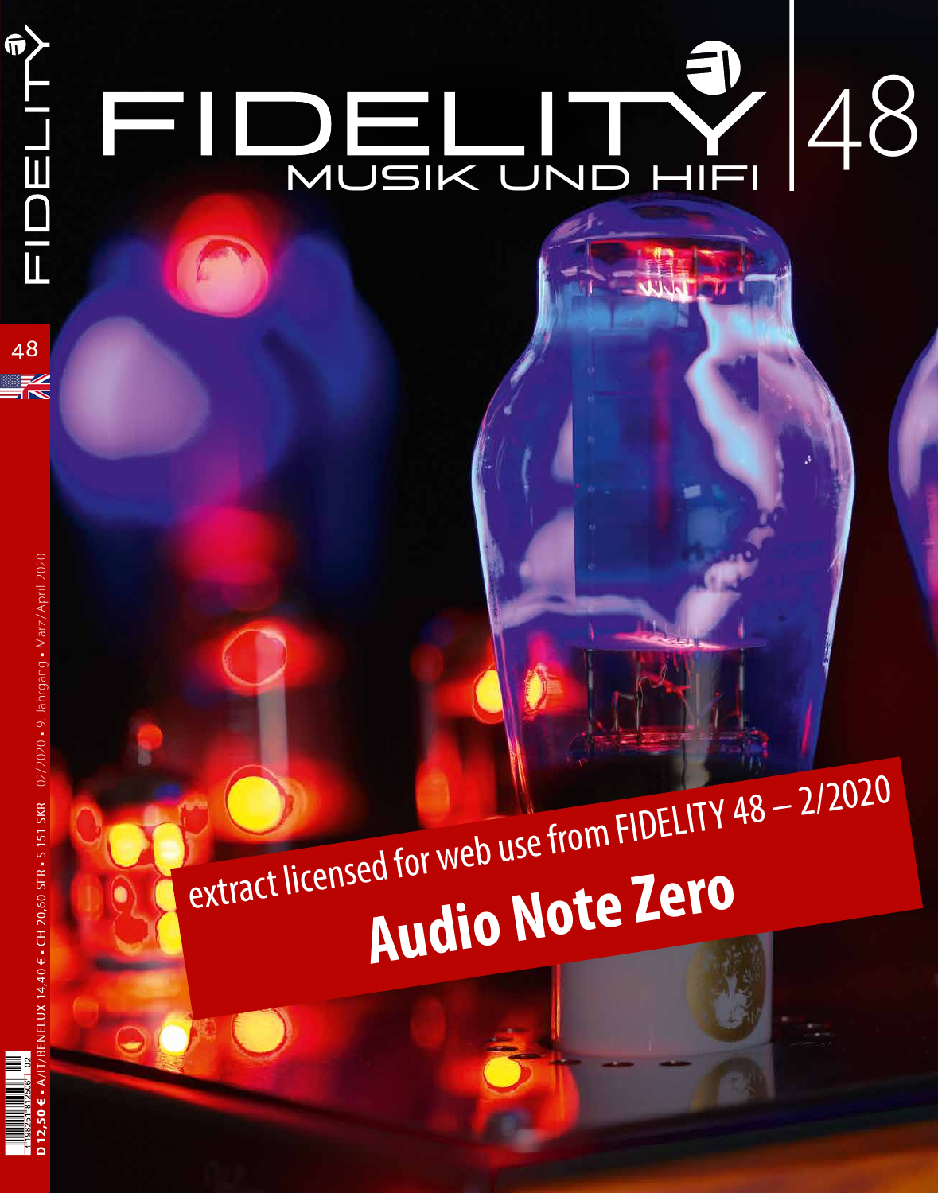# FIDELITY MUSIK UND HIFI 48

48

D 12,50 € • A/IT/BENELUX 14,40 € • CH 20,60 SFR • S 151 SKR 02/2020 • 9. Jahrgang • März/April 2020

extract licensed for web use from FIDELITY 48 – 2/2020

**Audio Note Zero**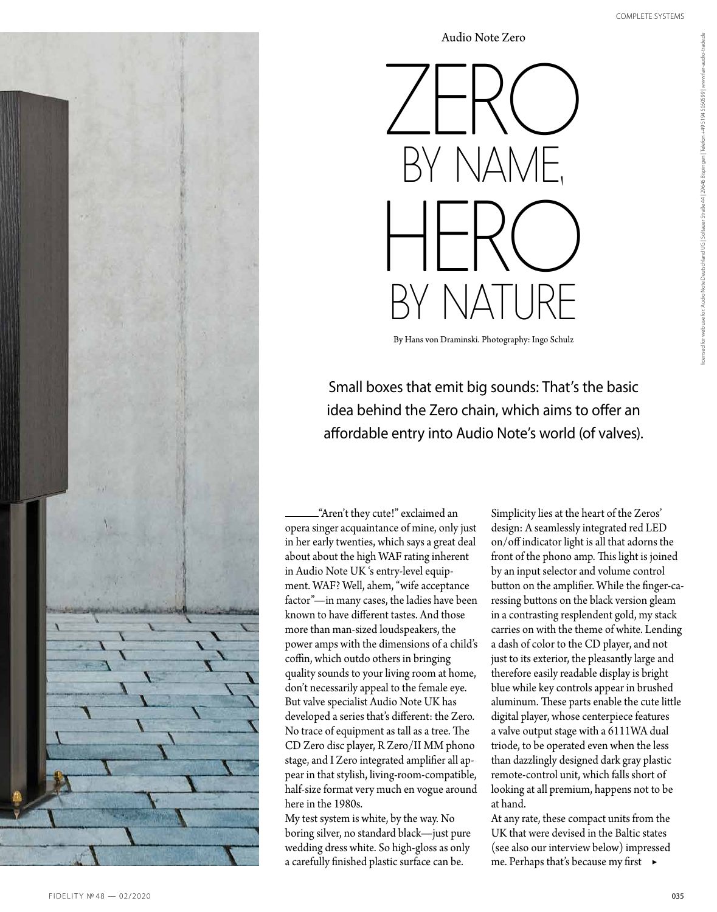Audio Note Zero

# ZERO BY NAME, HERO BY NATURE

By Hans von Draminski. Photography: Ingo Schulz

Small boxes that emit big sounds: That's the basic idea behind the Zero chain, which aims to offer an affordable entry into Audio Note's world (of valves).

"Aren't they cute!" exclaimed an opera singer acquaintance of mine, only just in her early twenties, which says a great deal about about the high WAF rating inherent in Audio Note UK 's entry-level equipment. WAF? Well, ahem, "wife acceptance factor"—in many cases, the ladies have been known to have different tastes. And those more than man-sized loudspeakers, the power amps with the dimensions of a child's coffin, which outdo others in bringing quality sounds to your living room at home, don't necessarily appeal to the female eye. But valve specialist Audio Note UK has developed a series that's different: the Zero. No trace of equipment as tall as a tree. The CD Zero disc player, R Zero/II MM phono stage, and I Zero integrated amplifier all appear in that stylish, living-room-compatible, half-size format very much en vogue around here in the 1980s.

My test system is white, by the way. No boring silver, no standard black—just pure wedding dress white. So high-gloss as only a carefully finished plastic surface can be.

Simplicity lies at the heart of the Zeros' design: A seamlessly integrated red LED on/off indicator light is all that adorns the front of the phono amp. This light is joined by an input selector and volume control button on the amplifier. While the finger-caressing buttons on the black version gleam in a contrasting resplendent gold, my stack carries on with the theme of white. Lending a dash of color to the CD player, and not just to its exterior, the pleasantly large and therefore easily readable display is bright blue while key controls appear in brushed aluminum. These parts enable the cute little digital player, whose centerpiece features a valve output stage with a 6111WA dual triode, to be operated even when the less than dazzlingly designed dark gray plastic remote-control unit, which falls short of looking at all premium, happens not to be at hand.

At any rate, these compact units from the UK that were devised in the Baltic states (see also our interview below) impressed me. Perhaps that's because my first ▸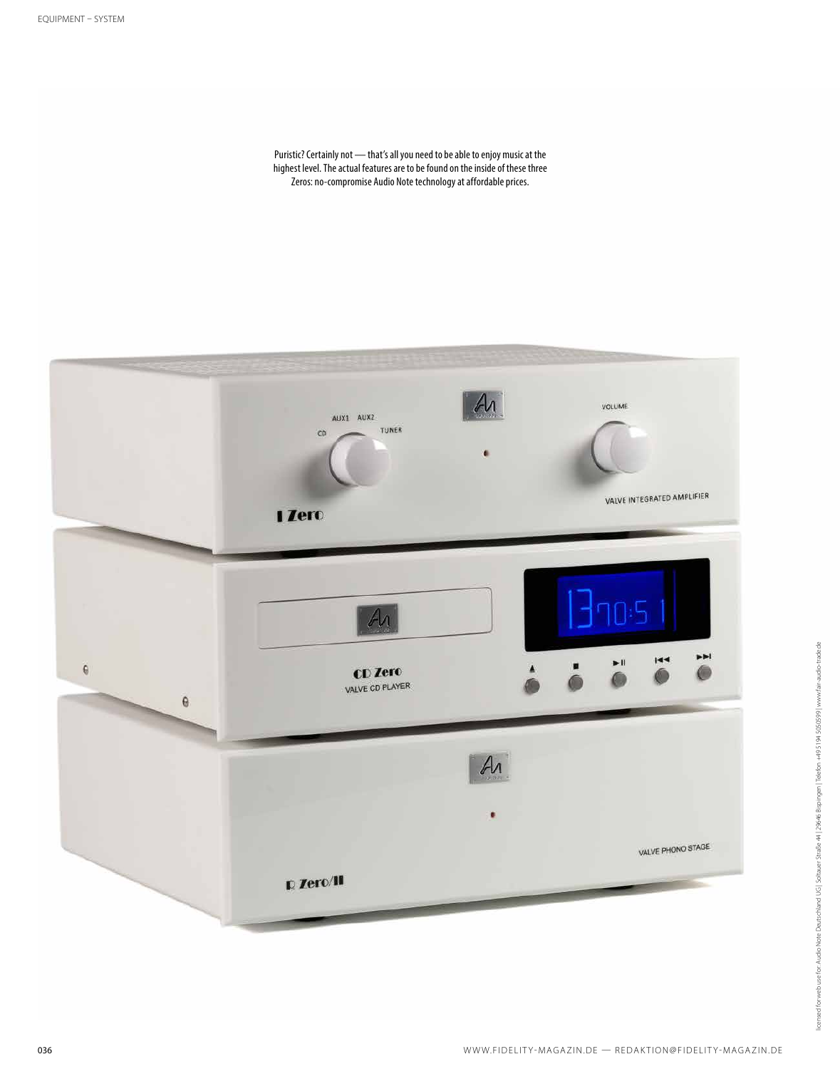Puristic? Certainly not — that's all you need to be able to enjoy music at the highest level. The actual features are to be found on the inside of these three Zeros: no-compromise Audio Note technology at affordable prices.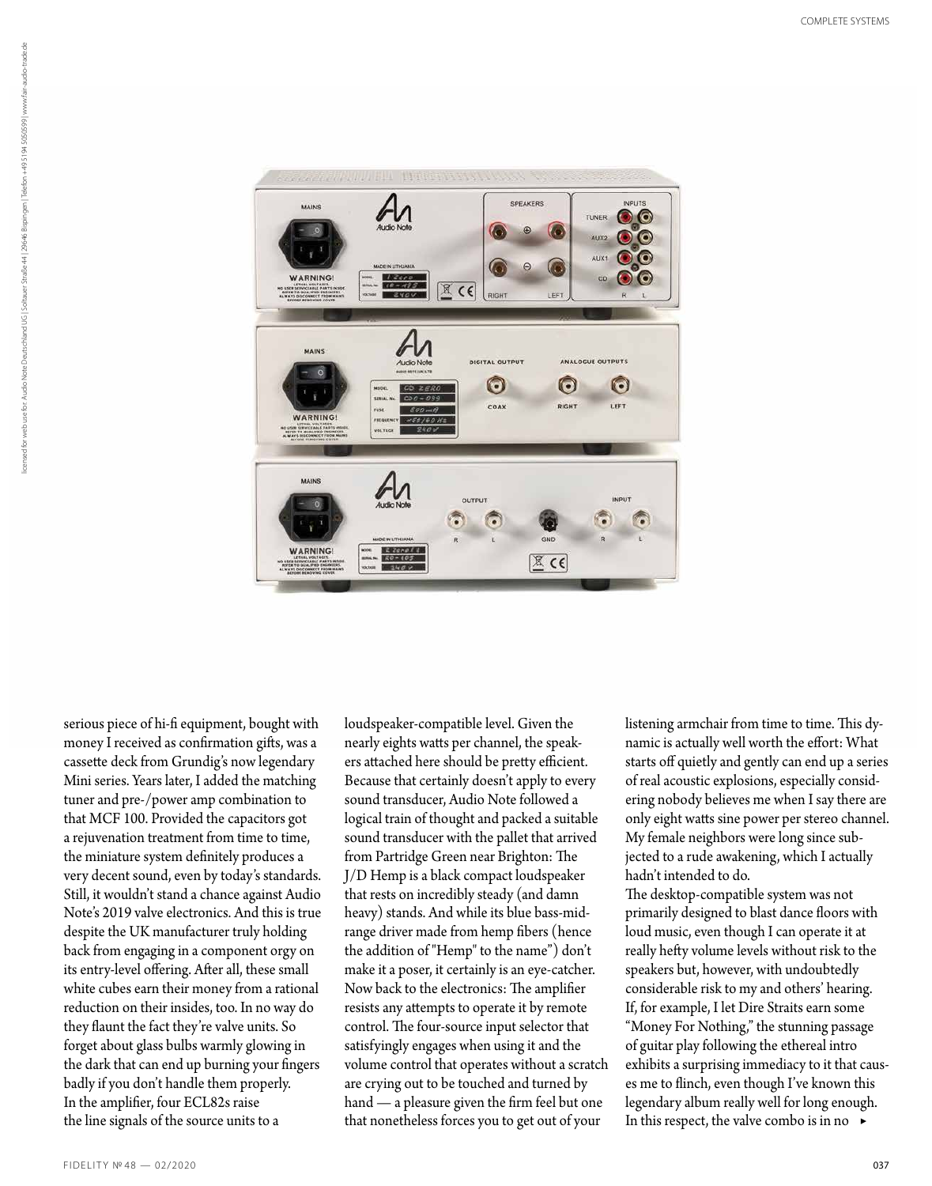serious piece of hi-fi equipment, bought with money I received as confirmation gifts, was a cassette deck from Grundig's now legendary Mini series. Years later, I added the matching tuner and pre-/power amp combination to that MCF 100. Provided the capacitors got a rejuvenation treatment from time to time, the miniature system definitely produces a very decent sound, even by today's standards. Still, it wouldn't stand a chance against Audio Note's 2019 valve electronics. And this is true despite the UK manufacturer truly holding back from engaging in a component orgy on its entry-level offering. After all, these small white cubes earn their money from a rational reduction on their insides, too. In no way do they flaunt the fact they're valve units. So forget about glass bulbs warmly glowing in the dark that can end up burning your fingers badly if you don't handle them properly.

In the amplifier, four ECL82s raise the line signals of the source units to a loudspeaker-compatible level. Given the nearly eights watts per channel, the speakers attached here should be pretty efficient. Because that certainly doesn't apply to every sound transducer, Audio Note followed a logical train of thought and packed a suitable sound transducer with the pallet that arrived from Partridge Green near Brighton: The J/D Hemp is a black compact loudspeaker that rests on incredibly steady (and damn heavy) stands. And while its blue bass-midrange driver made from hemp fibers (hence the addition of "Hemp" to the name") don't make it a poser, it certainly is an eye-catcher. Now back to the electronics: The amplifier resists any attempts to operate it by remote control. The four-source input selector that satisfyingly engages when using it and the volume control that operates without a scratch are crying out to be touched and turned by hand — a pleasure given the firm feel but one that nonetheless forces you to get out of your listening armchair from time to time. This dynamic is actually well worth the effort: What starts off quietly and gently can end up a series of real acoustic explosions, especially considering nobody believes me when I say there are only eight watts sine power per stereo channel. My female neighbors were long since subjected to a rude awakening, which I actually hadn't intended to do.

The desktop-compatible system was not primarily designed to blast dance floors with loud music, even though I can operate it at really hefty volume levels without risk to the speakers but, however, with undoubtedly considerable risk to my and others' hearing. If, for example, I let Dire Straits earn some "Money For Nothing," the stunning passage of guitar play following the ethereal intro exhibits a surprising immediacy to it that causes me to flinch, even though I've known this legendary album really well for long enough. In this respect, the valve combo is in no ►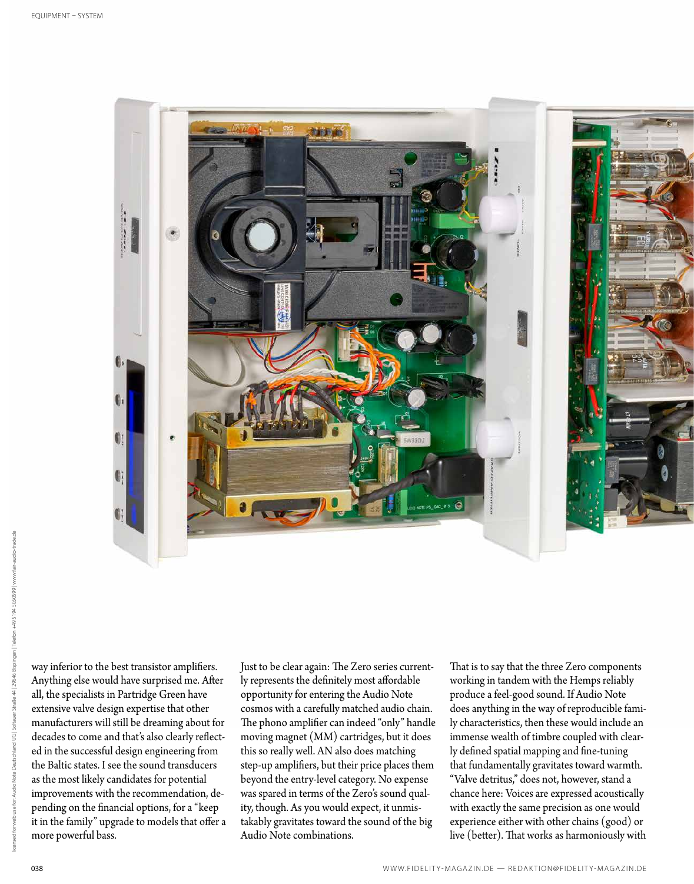way inferior to the best transistor amplifiers. Anything else would have surprised me. After all, the specialists in Partridge Green have extensive valve design expertise that other manufacturers will still be dreaming about for decades to come and that's also clearly reflected in the successful design engineering from the Baltic states. I see the sound transducers as the most likely candidates for potential improvements with the recommendation, depending on the financial options, for a "keep it in the family" upgrade to models that offer a more powerful bass.

Just to be clear again: The Zero series currently represents the definitely most affordable opportunity for entering the Audio Note cosmos with a carefully matched audio chain. The phono amplifier can indeed "only" handle moving magnet (MM) cartridges, but it does this so really well. AN also does matching step-up amplifiers, but their price places them beyond the entry-level category. No expense was spared in terms of the Zero's sound quality, though. As you would expect, it unmistakably gravitates toward the sound of the big Audio Note combinations.

That is to say that the three Zero components working in tandem with the Hemps reliably produce a feel-good sound. If Audio Note does anything in the way of reproducible family characteristics, then these would include an immense wealth of timbre coupled with clearly defined spatial mapping and fine-tuning that fundamentally gravitates toward warmth. "Valve detritus," does not, however, stand a chance here: Voices are expressed acoustically with exactly the same precision as one would experience either with other chains (good) or live (better). That works as harmoniously with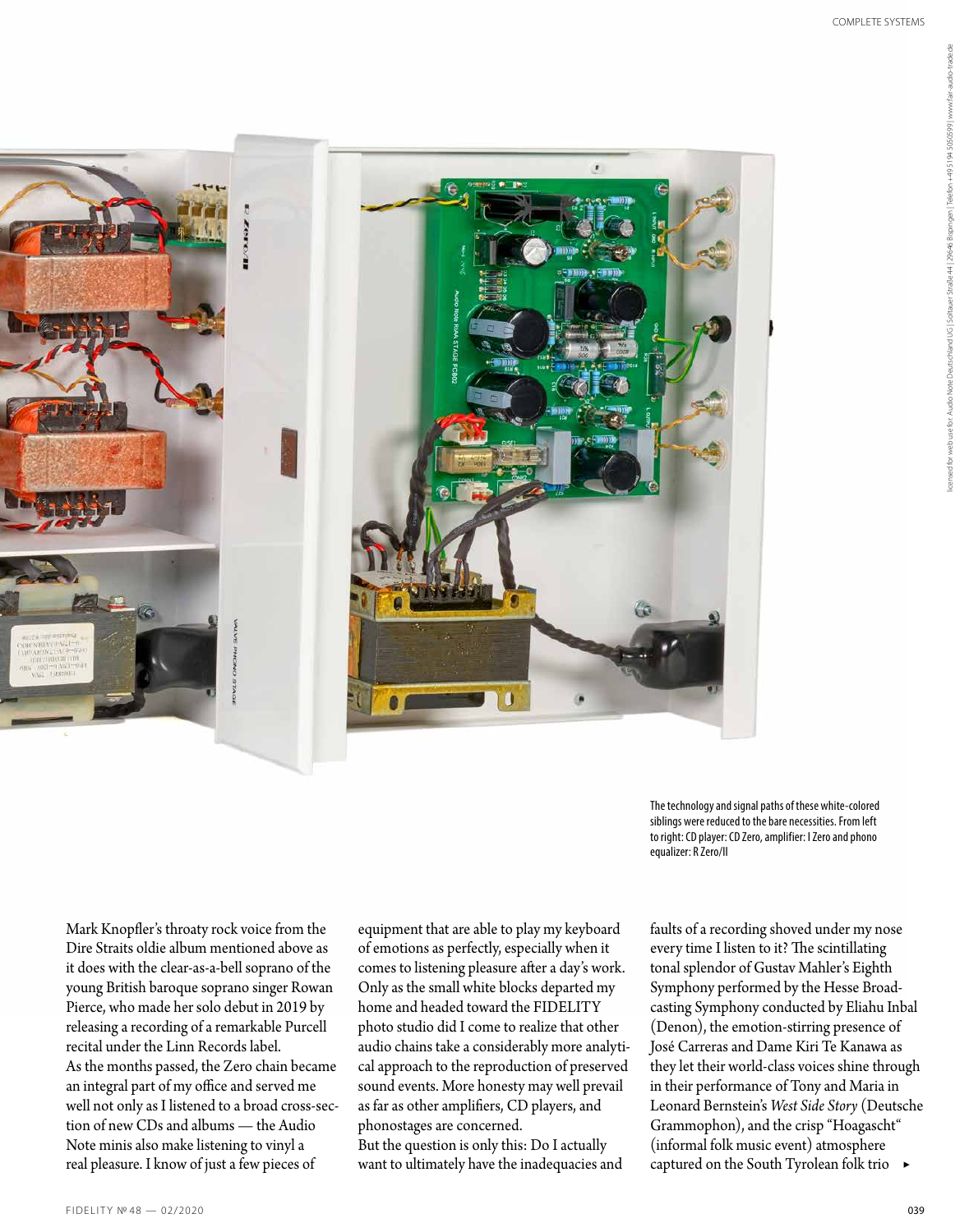The technology and signal paths of these white-colored siblings were reduced to the bare necessities. From left to right: CD player: CD Zero, amplifier: I Zero and phono equalizer: R Zero/II

Mark Knopfler's throaty rock voice from the Dire Straits oldie album mentioned above as it does with the clear-as-a-bell soprano of the young British baroque soprano singer Rowan Pierce, who made her solo debut in 2019 by releasing a recording of a remarkable Purcell recital under the Linn Records label.
As the months passed, the Zero chain became an integral part of my office and served me well not only as I listened to a broad cross-section of new CDs and albums — the Audio Note minis also make listening to vinyl a real pleasure. I know of just a few pieces of equipment that are able to play my keyboard of emotions as perfectly, especially when it comes to listening pleasure after a day's work. Only as the small white blocks departed my home and headed toward the FIDELITY photo studio did I come to realize that other audio chains take a considerably more analytical approach to the reproduction of preserved sound events. More honesty may well prevail as far as other amplifiers, CD players, and phonostages are concerned.
But the question is only this: Do I actually want to ultimately have the inadequacies and faults of a recording shoved under my nose every time I listen to it? The scintillating tonal splendor of Gustav Mahler's Eighth Symphony performed by the Hesse Broadcasting Symphony conducted by Eliahu Inbal (Denon), the emotion-stirring presence of José Carreras and Dame Kiri Te Kanawa as they let their world-class voices shine through in their performance of Tony and Maria in Leonard Bernstein's *West Side Story* (Deutsche Grammophon), and the crisp "Hoagascht" (informal folk music event) atmosphere captured on the South Tyrolean folk trio ►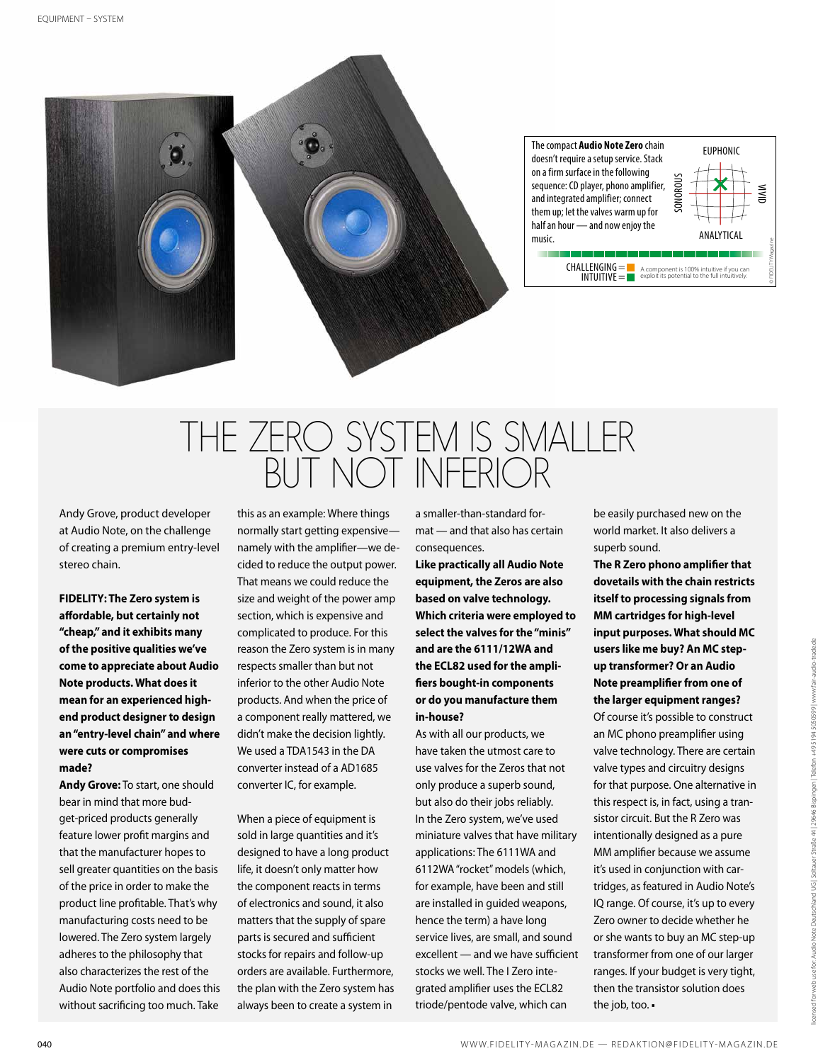The compact **Audio Note Zero** chain doesn't require a setup service. Stack on a firm surface in the following sequence: CD player, phono amplifier, and integrated amplifier; connect them up; let the valves warm up for half an hour — and now enjoy the music.

EUPHONIC / SONOROUS / VIVID / ANALYTICAL

CHALLENGING = 
INTUITIVE = 

A component is 100% intuitive if you can exploit its potential to the full intuitively.

# THE ZERO SYSTEM IS SMALLER BUT NOT INFERIOR

Andy Grove, product developer at Audio Note, on the challenge of creating a premium entry-level stereo chain.

**FIDELITY: The Zero system is affordable, but certainly not "cheap," and it exhibits many of the positive qualities we've come to appreciate about Audio Note products. What does it mean for an experienced high-end product designer to design an "entry-level chain" and where were cuts or compromises made?**

**Andy Grove:** To start, one should bear in mind that more budget-priced products generally feature lower profit margins and that the manufacturer hopes to sell greater quantities on the basis of the price in order to make the product line profitable. That's why manufacturing costs need to be lowered. The Zero system largely adheres to the philosophy that also characterizes the rest of the Audio Note portfolio and does this without sacrificing too much. Take this as an example: Where things normally start getting expensive—namely with the amplifier—we decided to reduce the output power. That means we could reduce the size and weight of the power amp section, which is expensive and complicated to produce. For this reason the Zero system is in many respects smaller than but not inferior to the other Audio Note products. And when the price of a component really mattered, we didn't make the decision lightly. We used a TDA1543 in the DA converter instead of a AD1685 converter IC, for example.

When a piece of equipment is sold in large quantities and it's designed to have a long product life, it doesn't only matter how the component reacts in terms of electronics and sound, it also matters that the supply of spare parts is secured and sufficient stocks for repairs and follow-up orders are available. Furthermore, the plan with the Zero system has always been to create a system in a smaller-than-standard format — and that also has certain consequences.

**Like practically all Audio Note equipment, the Zeros are also based on valve technology. Which criteria were employed to select the valves for the "minis" and are the 6111/12WA and the ECL82 used for the amplifiers bought-in components or do you manufacture them in-house?**

As with all our products, we have taken the utmost care to use valves for the Zeros that not only produce a superb sound, but also do their jobs reliably. In the Zero system, we've used miniature valves that have military applications: The 6111WA and 6112WA "rocket" models (which, for example, have been and still are installed in guided weapons, hence the term) a have long service lives, are small, and sound excellent — and we have sufficient stocks we well. The I Zero integrated amplifier uses the ECL82 triode/pentode valve, which can be easily purchased new on the world market. It also delivers a superb sound.

**The R Zero phono amplifier that dovetails with the chain restricts itself to processing signals from MM cartridges for high-level input purposes. What should MC users like me buy? An MC step-up transformer? Or an Audio Note preamplifier from one of the larger equipment ranges?**

Of course it's possible to construct an MC phono preamplifier using valve technology. There are certain valve types and circuitry designs for that purpose. One alternative in this respect is, in fact, using a transistor circuit. But the R Zero was intentionally designed as a pure MM amplifier because we assume it's used in conjunction with cartridges, as featured in Audio Note's IQ range. Of course, it's up to every Zero owner to decide whether he or she wants to buy an MC step-up transformer from one of our larger ranges. If your budget is very tight, then the transistor solution does the job, too. ▪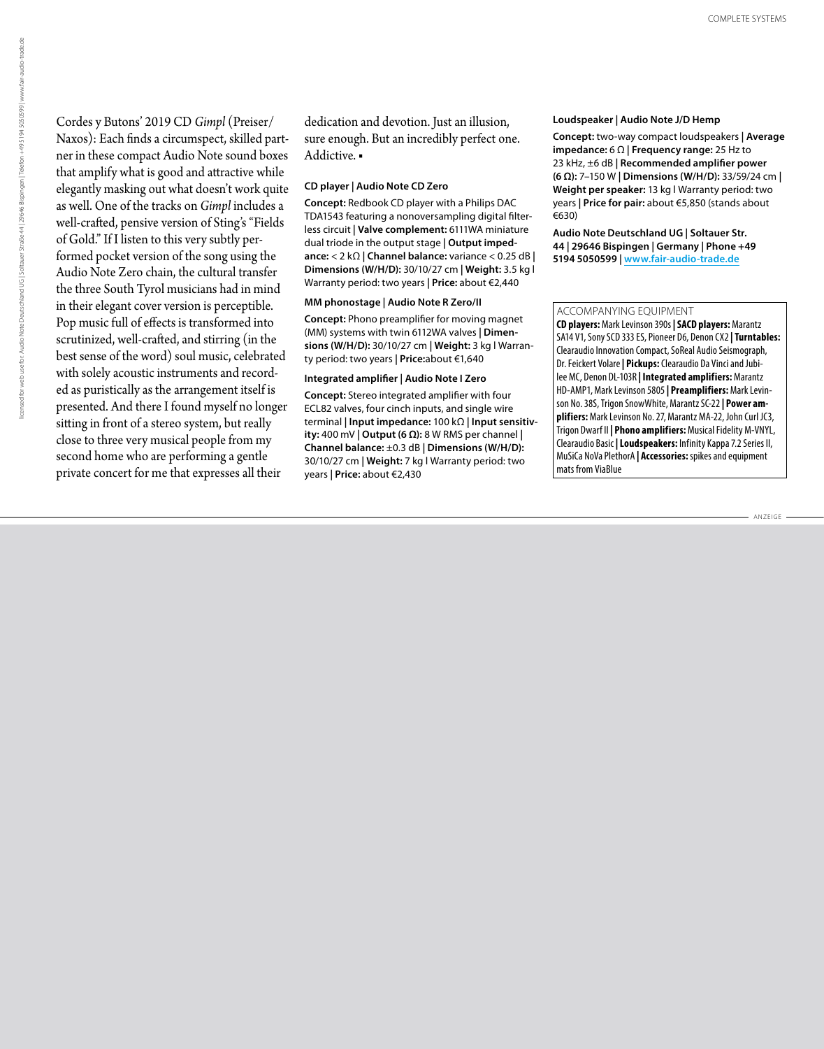Cordes y Butons' 2019 CD *Gimpl* (Preiser/Naxos): Each finds a circumspect, skilled partner in these compact Audio Note sound boxes that amplify what is good and attractive while elegantly masking out what doesn't work quite as well. One of the tracks on *Gimpl* includes a well-crafted, pensive version of Sting's "Fields of Gold." If I listen to this very subtly performed pocket version of the song using the Audio Note Zero chain, the cultural transfer the three South Tyrol musicians had in mind in their elegant cover version is perceptible. Pop music full of effects is transformed into scrutinized, well-crafted, and stirring (in the best sense of the word) soul music, celebrated with solely acoustic instruments and recorded as puristically as the arrangement itself is presented. And there I found myself no longer sitting in front of a stereo system, but really close to three very musical people from my second home who are performing a gentle private concert for me that expresses all their dedication and devotion. Just an illusion, sure enough. But an incredibly perfect one. Addictive. ▪

**CD player | Audio Note CD Zero**

**Concept:** Redbook CD player with a Philips DAC TDA1543 featuring a nonoversampling digital filterless circuit **| Valve complement:** 6111WA miniature dual triode in the output stage **| Output impedance:** < 2 kΩ **| Channel balance:** variance < 0.25 dB **| Dimensions (W/H/D):** 30/10/27 cm **| Weight:** 3.5 kg l Warranty period: two years **| Price:** about €2,440

**MM phonostage | Audio Note R Zero/II**

**Concept:** Phono preamplifier for moving magnet (MM) systems with twin 6112WA valves **| Dimensions (W/H/D):** 30/10/27 cm **| Weight:** 3 kg l Warranty period: two years **| Price:**about €1,640

**Integrated amplifier | Audio Note I Zero**

**Concept:** Stereo integrated amplifier with four ECL82 valves, four cinch inputs, and single wire terminal **| Input impedance:** 100 kΩ **| Input sensitivity:** 400 mV **| Output (6 Ω):** 8 W RMS per channel **| Channel balance:** ±0.3 dB **| Dimensions (W/H/D):** 30/10/27 cm **| Weight:** 7 kg l Warranty period: two years **| Price:** about €2,430

**Loudspeaker | Audio Note J/D Hemp**

**Concept:** two-way compact loudspeakers **| Average impedance:** 6 Ω **| Frequency range:** 25 Hz to 23 kHz, ±6 dB **| Recommended amplifier power (6 Ω):** 7–150 W **| Dimensions (W/H/D):** 33/59/24 cm **| Weight per speaker:** 13 kg l Warranty period: two years **| Price for pair:** about €5,850 (stands about €630)

**Audio Note Deutschland UG | Soltauer Str. 44 | 29646 Bispingen | Germany | Phone +49 5194 5050599 | www.fair-audio-trade.de**

ACCOMPANYING EQUIPMENT

**CD players:** Mark Levinson 390s **| SACD players:** Marantz SA14 V1, Sony SCD 333 ES, Pioneer D6, Denon CX2 **| Turntables:** Clearaudio Innovation Compact, SoReal Audio Seismograph, Dr. Feickert Volare **| Pickups:** Clearaudio Da Vinci and Jubilee MC, Denon DL-103R **| Integrated amplifiers:** Marantz HD-AMP1, Mark Levinson 5805 **| Preamplifiers:** Mark Levinson No. 38S, Trigon SnowWhite, Marantz SC-22 **| Power amplifiers:** Mark Levinson No. 27, Marantz MA-22, John Curl JC3, Trigon Dwarf II **| Phono amplifiers:** Musical Fidelity M-VNYL, Clearaudio Basic **| Loudspeakers:** Infinity Kappa 7.2 Series II, MuSiCa NoVa PlethorA **| Accessories:** spikes and equipment mats from ViaBlue